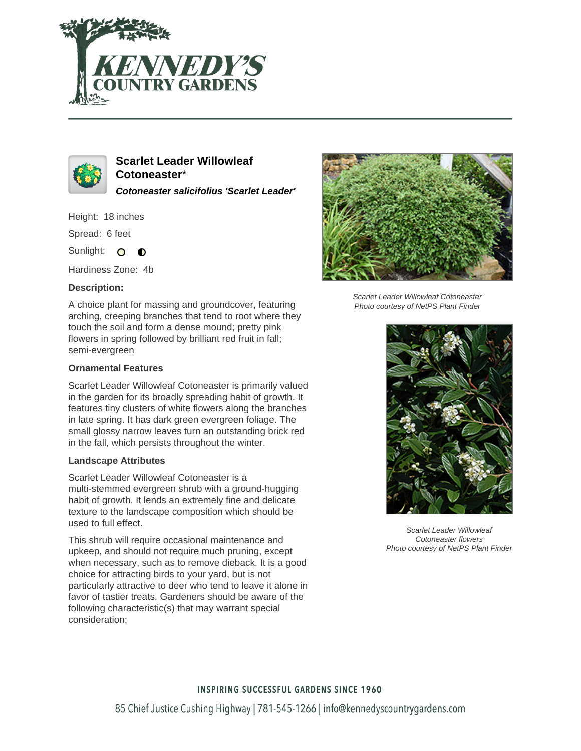# Scarlet Leader Willowleaf Cotoneaster*

***Cotoneaster salicifolius 'Scarlet Leader'***

Height: 18 inches

Spread: 6 feet

Sunlight:

Hardiness Zone: 4b

### Description:

A choice plant for massing and groundcover, featuring arching, creeping branches that tend to root where they touch the soil and form a dense mound; pretty pink flowers in spring followed by brilliant red fruit in fall; semi-evergreen

### Ornamental Features

Scarlet Leader Willowleaf Cotoneaster is primarily valued in the garden for its broadly spreading habit of growth. It features tiny clusters of white flowers along the branches in late spring. It has dark green evergreen foliage. The small glossy narrow leaves turn an outstanding brick red in the fall, which persists throughout the winter.

### Landscape Attributes

Scarlet Leader Willowleaf Cotoneaster is a multi-stemmed evergreen shrub with a ground-hugging habit of growth. It lends an extremely fine and delicate texture to the landscape composition which should be used to full effect.

This shrub will require occasional maintenance and upkeep, and should not require much pruning, except when necessary, such as to remove dieback. It is a good choice for attracting birds to your yard, but is not particularly attractive to deer who tend to leave it alone in favor of tastier treats. Gardeners should be aware of the following characteristic(s) that may warrant special consideration;

*Scarlet Leader Willowleaf Cotoneaster*
*Photo courtesy of NetPS Plant Finder*

*Scarlet Leader Willowleaf Cotoneaster flowers*
*Photo courtesy of NetPS Plant Finder*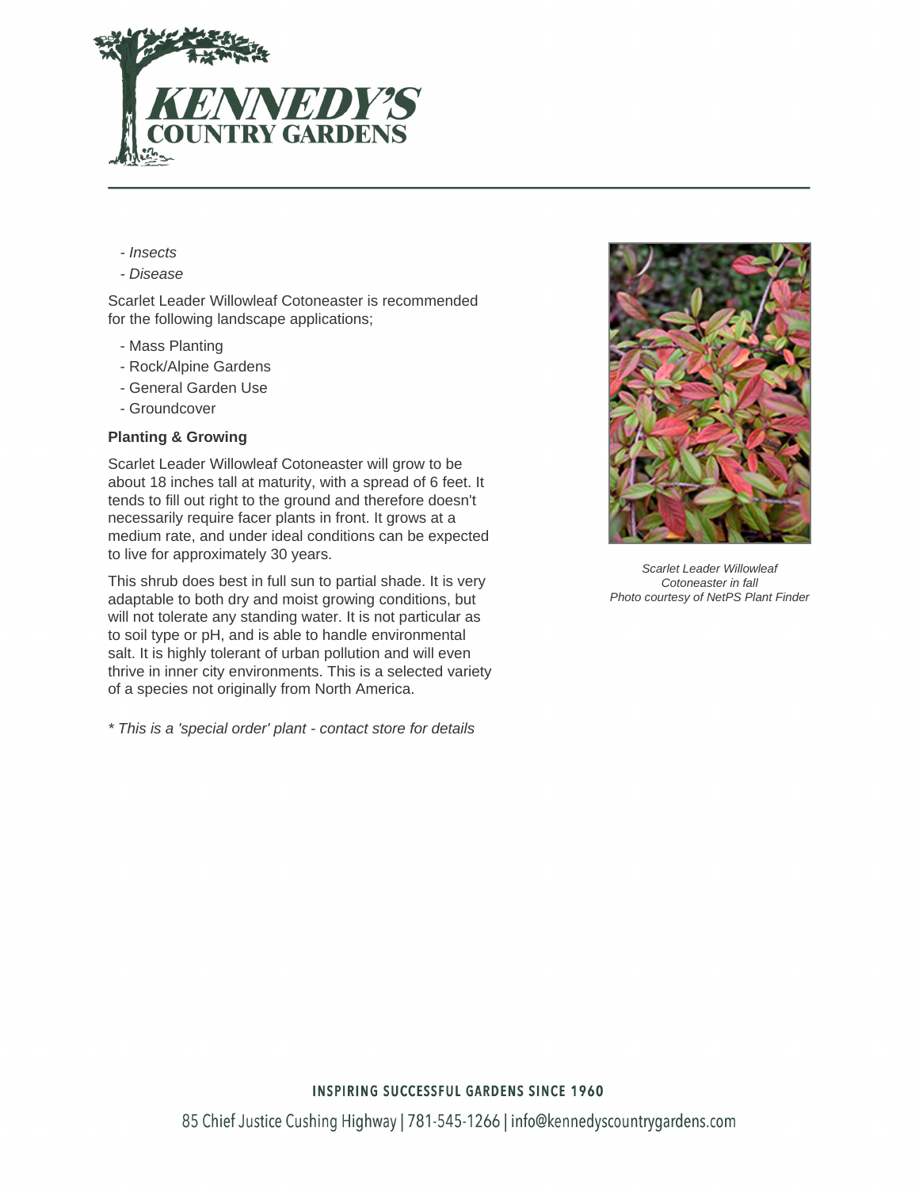- *Insects*
- *Disease*

Scarlet Leader Willowleaf Cotoneaster is recommended for the following landscape applications;

- Mass Planting
- Rock/Alpine Gardens
- General Garden Use
- Groundcover

**Planting & Growing**

Scarlet Leader Willowleaf Cotoneaster will grow to be about 18 inches tall at maturity, with a spread of 6 feet. It tends to fill out right to the ground and therefore doesn't necessarily require facer plants in front. It grows at a medium rate, and under ideal conditions can be expected to live for approximately 30 years.

This shrub does best in full sun to partial shade. It is very adaptable to both dry and moist growing conditions, but will not tolerate any standing water. It is not particular as to soil type or pH, and is able to handle environmental salt. It is highly tolerant of urban pollution and will even thrive in inner city environments. This is a selected variety of a species not originally from North America.

*Scarlet Leader Willowleaf Cotoneaster in fall*
*Photo courtesy of NetPS Plant Finder*

*\* This is a 'special order' plant - contact store for details*